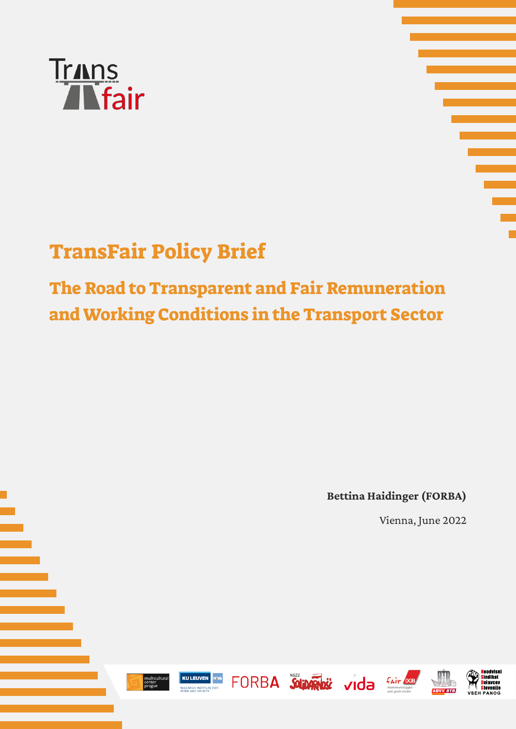# TransFair Policy Brief

## The Road to Transparent and Fair Remuneration and Working Conditions in the Transport Sector

**Bettina Haidinger (FORBA)**

Vienna, June 2022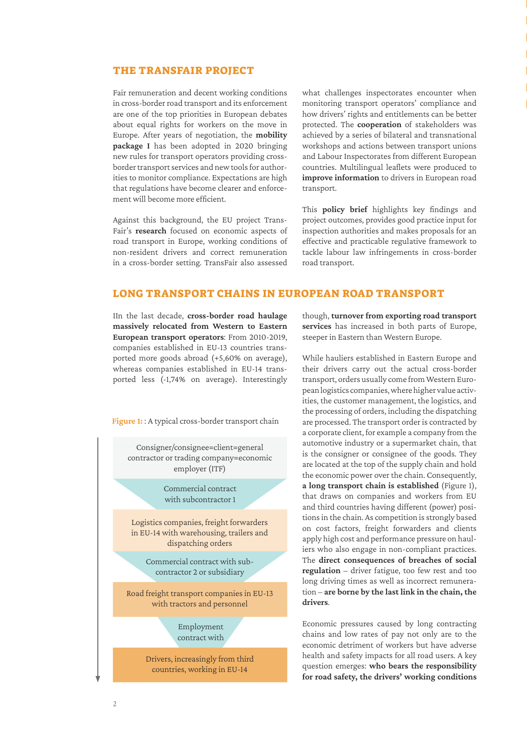## THE TRANSFAIR PROJECT

Fair remuneration and decent working conditions in cross-border road transport and its enforcement are one of the top priorities in European debates about equal rights for workers on the move in Europe. After years of negotiation, the **mobility package I** has been adopted in 2020 bringing new rules for transport operators providing cross-border transport services and new tools for authorities to monitor compliance. Expectations are high that regulations have become clearer and enforcement will become more efficient.

Against this background, the EU project TransFair's **research** focused on economic aspects of road transport in Europe, working conditions of non-resident drivers and correct remuneration in a cross-border setting. TransFair also assessed what challenges inspectorates encounter when monitoring transport operators' compliance and how drivers' rights and entitlements can be better protected. The **cooperation** of stakeholders was achieved by a series of bilateral and transnational workshops and actions between transport unions and Labour Inspectorates from different European countries. Multilingual leaflets were produced to **improve information** to drivers in European road transport.

This **policy brief** highlights key findings and project outcomes, provides good practice input for inspection authorities and makes proposals for an effective and practicable regulative framework to tackle labour law infringements in cross-border road transport.

## LONG TRANSPORT CHAINS IN EUROPEAN ROAD TRANSPORT

IIn the last decade, **cross-border road haulage massively relocated from Western to Eastern European transport operators**: From 2010-2019, companies established in EU-13 countries transported more goods abroad (+5,60% on average), whereas companies established in EU-14 transported less (-1,74% on average). Interestingly though, **turnover from exporting road transport services** has increased in both parts of Europe, steeper in Eastern than Western Europe.

**Figure 1:** : A typical cross-border transport chain

- Consigner/consignee=client=general contractor or trading company=economic employer (ITF)
- Commercial contract with subcontractor 1
- Logistics companies, freight forwarders in EU-14 with warehousing, trailers and dispatching orders
- Commercial contract with subcontractor 2 or subsidiary
- Road freight transport companies in EU-13 with tractors and personnel
- Employment contract with
- Drivers, increasingly from third countries, working in EU-14

While hauliers established in Eastern Europe and their drivers carry out the actual cross-border transport, orders usually come from Western European logistics companies, where higher value activities, the customer management, the logistics, and the processing of orders, including the dispatching are processed. The transport order is contracted by a corporate client, for example a company from the automotive industry or a supermarket chain, that is the consigner or consignee of the goods. They are located at the top of the supply chain and hold the economic power over the chain. Consequently, **a long transport chain is established** (Figure 1), that draws on companies and workers from EU and third countries having different (power) positions in the chain. As competition is strongly based on cost factors, freight forwarders and clients apply high cost and performance pressure on hauliers who also engage in non-compliant practices. The **direct consequences of breaches of social regulation** – driver fatigue, too few rest and too long driving times as well as incorrect remuneration – **are borne by the last link in the chain, the drivers**.

Economic pressures caused by long contracting chains and low rates of pay not only are to the economic detriment of workers but have adverse health and safety impacts for all road users. A key question emerges: **who bears the responsibility for road safety, the drivers' working conditions**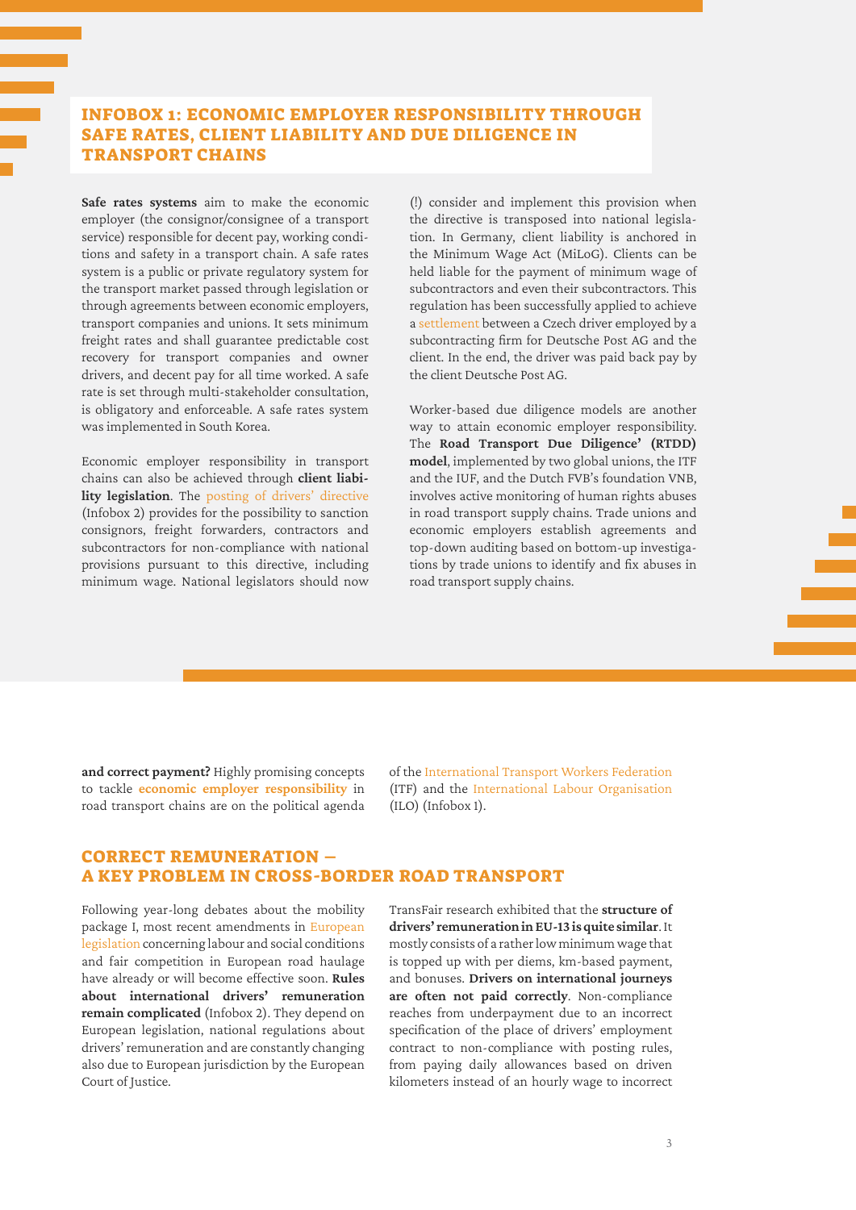## INFOBOX 1: ECONOMIC EMPLOYER RESPONSIBILITY THROUGH SAFE RATES, CLIENT LIABILITY AND DUE DILIGENCE IN TRANSPORT CHAINS

**Safe rates systems** aim to make the economic employer (the consignor/consignee of a transport service) responsible for decent pay, working conditions and safety in a transport chain. A safe rates system is a public or private regulatory system for the transport market passed through legislation or through agreements between economic employers, transport companies and unions. It sets minimum freight rates and shall guarantee predictable cost recovery for transport companies and owner drivers, and decent pay for all time worked. A safe rate is set through multi-stakeholder consultation, is obligatory and enforceable. A safe rates system was implemented in South Korea.

Economic employer responsibility in transport chains can also be achieved through **client liability legislation**. The posting of drivers' directive (Infobox 2) provides for the possibility to sanction consignors, freight forwarders, contractors and subcontractors for non-compliance with national provisions pursuant to this directive, including minimum wage. National legislators should now (!) consider and implement this provision when the directive is transposed into national legislation. In Germany, client liability is anchored in the Minimum Wage Act (MiLoG). Clients can be held liable for the payment of minimum wage of subcontractors and even their subcontractors. This regulation has been successfully applied to achieve a settlement between a Czech driver employed by a subcontracting firm for Deutsche Post AG and the client. In the end, the driver was paid back pay by the client Deutsche Post AG.

Worker-based due diligence models are another way to attain economic employer responsibility. The **Road Transport Due Diligence' (RTDD) model**, implemented by two global unions, the ITF and the IUF, and the Dutch FVB's foundation VNB, involves active monitoring of human rights abuses in road transport supply chains. Trade unions and economic employers establish agreements and top-down auditing based on bottom-up investigations by trade unions to identify and fix abuses in road transport supply chains.

**and correct payment?** Highly promising concepts to tackle **economic employer responsibility** in road transport chains are on the political agenda of the International Transport Workers Federation (ITF) and the International Labour Organisation (ILO) (Infobox 1).

## CORRECT REMUNERATION – A KEY PROBLEM IN CROSS-BORDER ROAD TRANSPORT

Following year-long debates about the mobility package I, most recent amendments in European legislation concerning labour and social conditions and fair competition in European road haulage have already or will become effective soon. **Rules about international drivers' remuneration remain complicated** (Infobox 2). They depend on European legislation, national regulations about drivers' remuneration and are constantly changing also due to European jurisdiction by the European Court of Justice.

TransFair research exhibited that the **structure of drivers' remuneration in EU-13 is quite similar**. It mostly consists of a rather low minimum wage that is topped up with per diems, km-based payment, and bonuses. **Drivers on international journeys are often not paid correctly**. Non-compliance reaches from underpayment due to an incorrect specification of the place of drivers' employment contract to non-compliance with posting rules, from paying daily allowances based on driven kilometers instead of an hourly wage to incorrect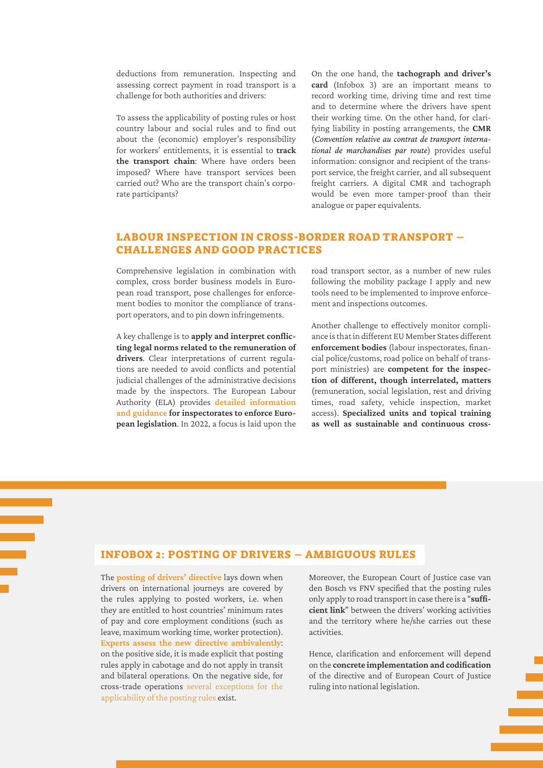deductions from remuneration. Inspecting and assessing correct payment in road transport is a challenge for both authorities and drivers:

To assess the applicability of posting rules or host country labour and social rules and to find out about the (economic) employer's responsibility for workers' entitlements, it is essential to **track the transport chain**: Where have orders been imposed? Where have transport services been carried out? Who are the transport chain's corporate participants?

On the one hand, the **tachograph and driver's card** (Infobox 3) are an important means to record working time, driving time and rest time and to determine where the drivers have spent their working time. On the other hand, for clarifying liability in posting arrangements, the **CMR** (*Convention relative au contrat de transport international de marchandises par route*) provides useful information: consignor and recipient of the transport service, the freight carrier, and all subsequent freight carriers. A digital CMR and tachograph would be even more tamper-proof than their analogue or paper equivalents.

## LABOUR INSPECTION IN CROSS-BORDER ROAD TRANSPORT – CHALLENGES AND GOOD PRACTICES

Comprehensive legislation in combination with complex, cross border business models in European road transport, pose challenges for enforcement bodies to monitor the compliance of transport operators, and to pin down infringements.

A key challenge is to **apply and interpret conflicting legal norms related to the remuneration of drivers**. Clear interpretations of current regulations are needed to avoid conflicts and potential judicial challenges of the administrative decisions made by the inspectors. The European Labour Authority (ELA) provides **detailed information and guidance for inspectorates to enforce European legislation**. In 2022, a focus is laid upon the road transport sector, as a number of new rules following the mobility package I apply and new tools need to be implemented to improve enforcement and inspections outcomes.

Another challenge to effectively monitor compliance is that in different EU Member States different **enforcement bodies** (labour inspectorates, financial police/customs, road police on behalf of transport ministries) are **competent for the inspection of different, though interrelated, matters** (remuneration, social legislation, rest and driving times, road safety, vehicle inspection, market access). **Specialized units and topical training as well as sustainable and continuous cross-**

## INFOBOX 2: POSTING OF DRIVERS – AMBIGUOUS RULES

The **posting of drivers' directive** lays down when drivers on international journeys are covered by the rules applying to posted workers, i.e. when they are entitled to host countries' minimum rates of pay and core employment conditions (such as leave, maximum working time, worker protection). **Experts assess the new directive ambivalently**: on the positive side, it is made explicit that posting rules apply in cabotage and do not apply in transit and bilateral operations. On the negative side, for cross-trade operations several exceptions for the applicability of the posting rules exist.

Moreover, the European Court of Justice case van den Bosch vs FNV specified that the posting rules only apply to road transport in case there is a "**sufficient link**" between the drivers' working activities and the territory where he/she carries out these activities.

Hence, clarification and enforcement will depend on the **concrete implementation and codification** of the directive and of European Court of Justice ruling into national legislation.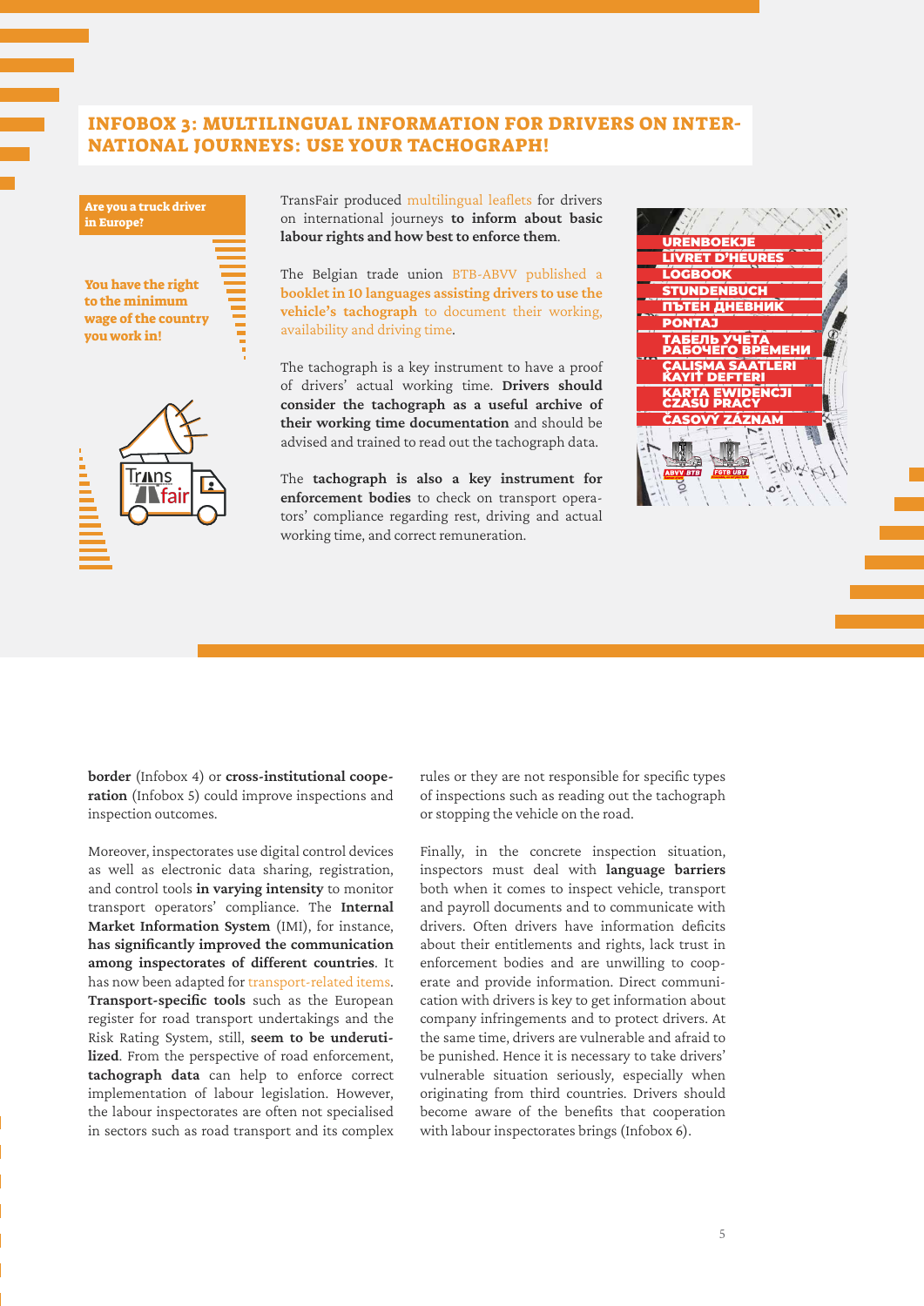## INFOBOX 3: MULTILINGUAL INFORMATION FOR DRIVERS ON INTERNATIONAL JOURNEYS: USE YOUR TACHOGRAPH!

**Are you a truck driver in Europe?**

**You have the right to the minimum wage of the country you work in!**

TransFair produced multilingual leaflets for drivers on international journeys **to inform about basic labour rights and how best to enforce them**.

The Belgian trade union BTB-ABVV published a **booklet in 10 languages assisting drivers to use the vehicle's tachograph** to document their working, availability and driving time.

The tachograph is a key instrument to have a proof of drivers' actual working time. **Drivers should consider the tachograph as a useful archive of their working time documentation** and should be advised and trained to read out the tachograph data.

The **tachograph is also a key instrument for enforcement bodies** to check on transport operators' compliance regarding rest, driving and actual working time, and correct remuneration.

URENBOEKJE
LIVRET D'HEURES
LOGBOOK
STUNDENBUCH
ПЪТЕН ДНЕВНИК
PONTAJ
ТАБЕЛЬ УЧЕТА РАБОЧЕГО ВРЕМЕНИ
ÇALIŞMA SAATLERI KAYIT DEFTERI
KARTA EWIDENCJI CZASU PRACY
ČASOVÝ ZÁZNAM

**border** (Infobox 4) or **cross-institutional cooperation** (Infobox 5) could improve inspections and inspection outcomes.

Moreover, inspectorates use digital control devices as well as electronic data sharing, registration, and control tools **in varying intensity** to monitor transport operators' compliance. The **Internal Market Information System** (IMI), for instance, **has significantly improved the communication among inspectorates of different countries**. It has now been adapted for transport-related items. **Transport-specific tools** such as the European register for road transport undertakings and the Risk Rating System, still, **seem to be underutilized**. From the perspective of road enforcement, **tachograph data** can help to enforce correct implementation of labour legislation. However, the labour inspectorates are often not specialised in sectors such as road transport and its complex rules or they are not responsible for specific types of inspections such as reading out the tachograph or stopping the vehicle on the road.

Finally, in the concrete inspection situation, inspectors must deal with **language barriers** both when it comes to inspect vehicle, transport and payroll documents and to communicate with drivers. Often drivers have information deficits about their entitlements and rights, lack trust in enforcement bodies and are unwilling to cooperate and provide information. Direct communication with drivers is key to get information about company infringements and to protect drivers. At the same time, drivers are vulnerable and afraid to be punished. Hence it is necessary to take drivers' vulnerable situation seriously, especially when originating from third countries. Drivers should become aware of the benefits that cooperation with labour inspectorates brings (Infobox 6).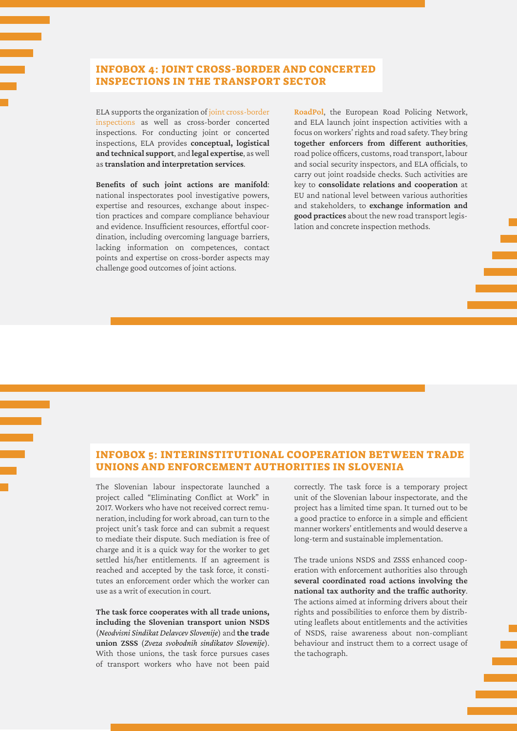## INFOBOX 4: JOINT CROSS-BORDER AND CONCERTED INSPECTIONS IN THE TRANSPORT SECTOR

ELA supports the organization of joint cross-border inspections as well as cross-border concerted inspections. For conducting joint or concerted inspections, ELA provides **conceptual, logistical and technical support**, and **legal expertise**, as well as **translation and interpretation services**.

**Benefits of such joint actions are manifold**: national inspectorates pool investigative powers, expertise and resources, exchange about inspection practices and compare compliance behaviour and evidence. Insufficient resources, effortful coordination, including overcoming language barriers, lacking information on competences, contact points and expertise on cross-border aspects may challenge good outcomes of joint actions.

**RoadPol**, the European Road Policing Network, and ELA launch joint inspection activities with a focus on workers' rights and road safety. They bring **together enforcers from different authorities**, road police officers, customs, road transport, labour and social security inspectors, and ELA officials, to carry out joint roadside checks. Such activities are key to **consolidate relations and cooperation** at EU and national level between various authorities and stakeholders, to **exchange information and good practices** about the new road transport legislation and concrete inspection methods.

## INFOBOX 5: INTERINSTITUTIONAL COOPERATION BETWEEN TRADE UNIONS AND ENFORCEMENT AUTHORITIES IN SLOVENIA

The Slovenian labour inspectorate launched a project called "Eliminating Conflict at Work" in 2017. Workers who have not received correct remuneration, including for work abroad, can turn to the project unit's task force and can submit a request to mediate their dispute. Such mediation is free of charge and it is a quick way for the worker to get settled his/her entitlements. If an agreement is reached and accepted by the task force, it constitutes an enforcement order which the worker can use as a writ of execution in court.

**The task force cooperates with all trade unions, including the Slovenian transport union NSDS** (*Neodvisni Sindikat Delavcev Slovenije*) and **the trade union ZSSS** (*Zveza svobodnih sindikatov Slovenije*). With those unions, the task force pursues cases of transport workers who have not been paid correctly. The task force is a temporary project unit of the Slovenian labour inspectorate, and the project has a limited time span. It turned out to be a good practice to enforce in a simple and efficient manner workers' entitlements and would deserve a long-term and sustainable implementation.

The trade unions NSDS and ZSSS enhanced cooperation with enforcement authorities also through **several coordinated road actions involving the national tax authority and the traffic authority**. The actions aimed at informing drivers about their rights and possibilities to enforce them by distributing leaflets about entitlements and the activities of NSDS, raise awareness about non-compliant behaviour and instruct them to a correct usage of the tachograph.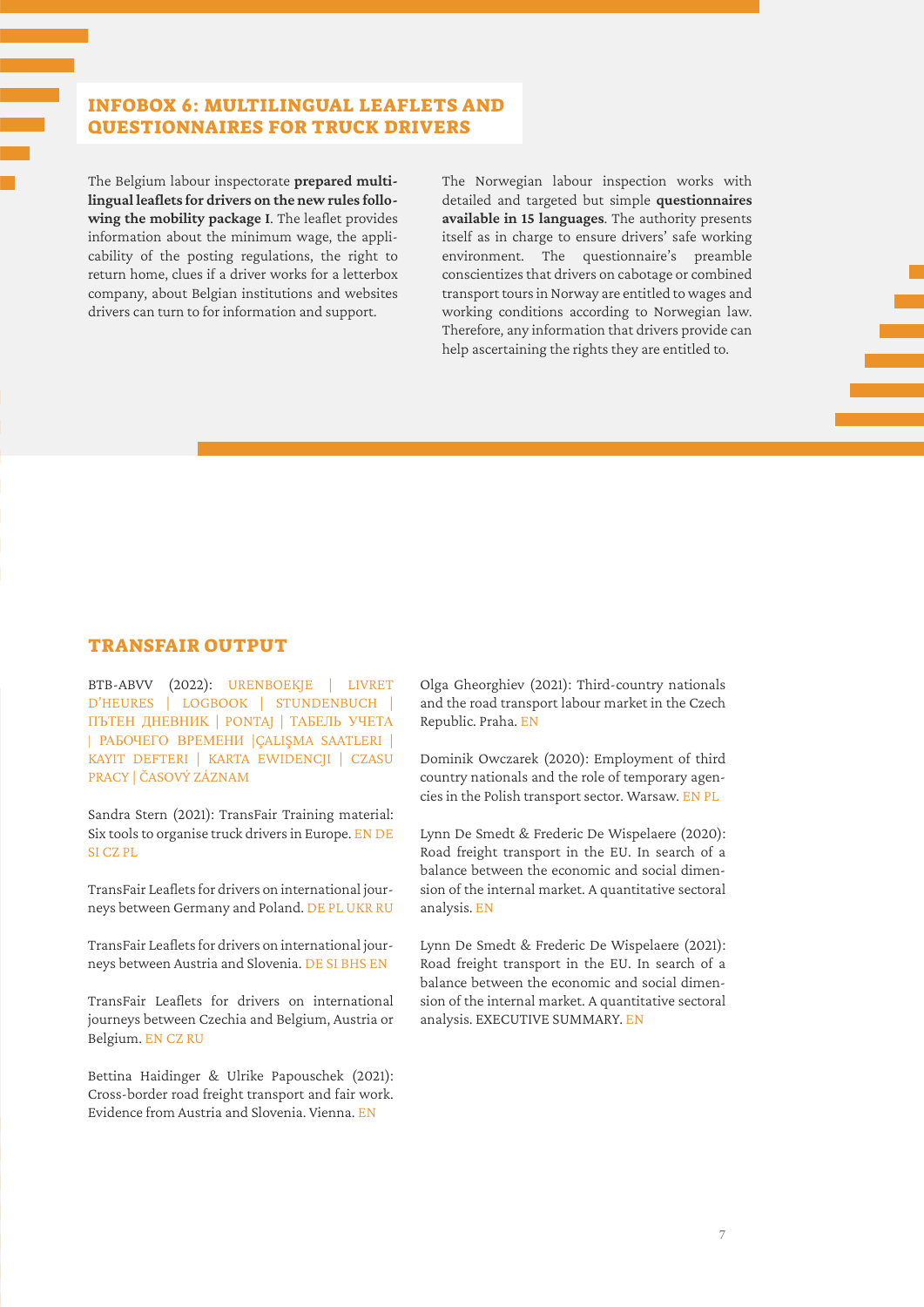## INFOBOX 6: MULTILINGUAL LEAFLETS AND QUESTIONNAIRES FOR TRUCK DRIVERS

The Belgium labour inspectorate **prepared multilingual leaflets for drivers on the new rules following the mobility package I**. The leaflet provides information about the minimum wage, the applicability of the posting regulations, the right to return home, clues if a driver works for a letterbox company, about Belgian institutions and websites drivers can turn to for information and support.

The Norwegian labour inspection works with detailed and targeted but simple **questionnaires available in 15 languages**. The authority presents itself as in charge to ensure drivers' safe working environment. The questionnaire's preamble conscientizes that drivers on cabotage or combined transport tours in Norway are entitled to wages and working conditions according to Norwegian law. Therefore, any information that drivers provide can help ascertaining the rights they are entitled to.

## TRANSFAIR OUTPUT

BTB-ABVV (2022): URENBOEKJE | LIVRET D'HEURES | LOGBOOK | STUNDENBUCH | ПЪТЕН ДНЕВНИК | PONTAJ | ТАБЕЛЬ УЧЕТА | РАБОЧЕГО ВРЕМЕНИ |ÇALIŞMA SAATLERI | KAYIT DEFTERI | KARTA EWIDENCJI | CZASU PRACY | ČASOVÝ ZÁZNAM

Sandra Stern (2021): TransFair Training material: Six tools to organise truck drivers in Europe. EN DE SI CZ PL

TransFair Leaflets for drivers on international journeys between Germany and Poland. DE PL UKR RU

TransFair Leaflets for drivers on international journeys between Austria and Slovenia. DE SI BHS EN

TransFair Leaflets for drivers on international journeys between Czechia and Belgium, Austria or Belgium. EN CZ RU

Bettina Haidinger & Ulrike Papouschek (2021): Cross-border road freight transport and fair work. Evidence from Austria and Slovenia. Vienna. EN

Olga Gheorghiev (2021): Third-country nationals and the road transport labour market in the Czech Republic. Praha. EN

Dominik Owczarek (2020): Employment of third country nationals and the role of temporary agencies in the Polish transport sector. Warsaw. EN PL

Lynn De Smedt & Frederic De Wispelaere (2020): Road freight transport in the EU. In search of a balance between the economic and social dimension of the internal market. A quantitative sectoral analysis. EN

Lynn De Smedt & Frederic De Wispelaere (2021): Road freight transport in the EU. In search of a balance between the economic and social dimension of the internal market. A quantitative sectoral analysis. EXECUTIVE SUMMARY. EN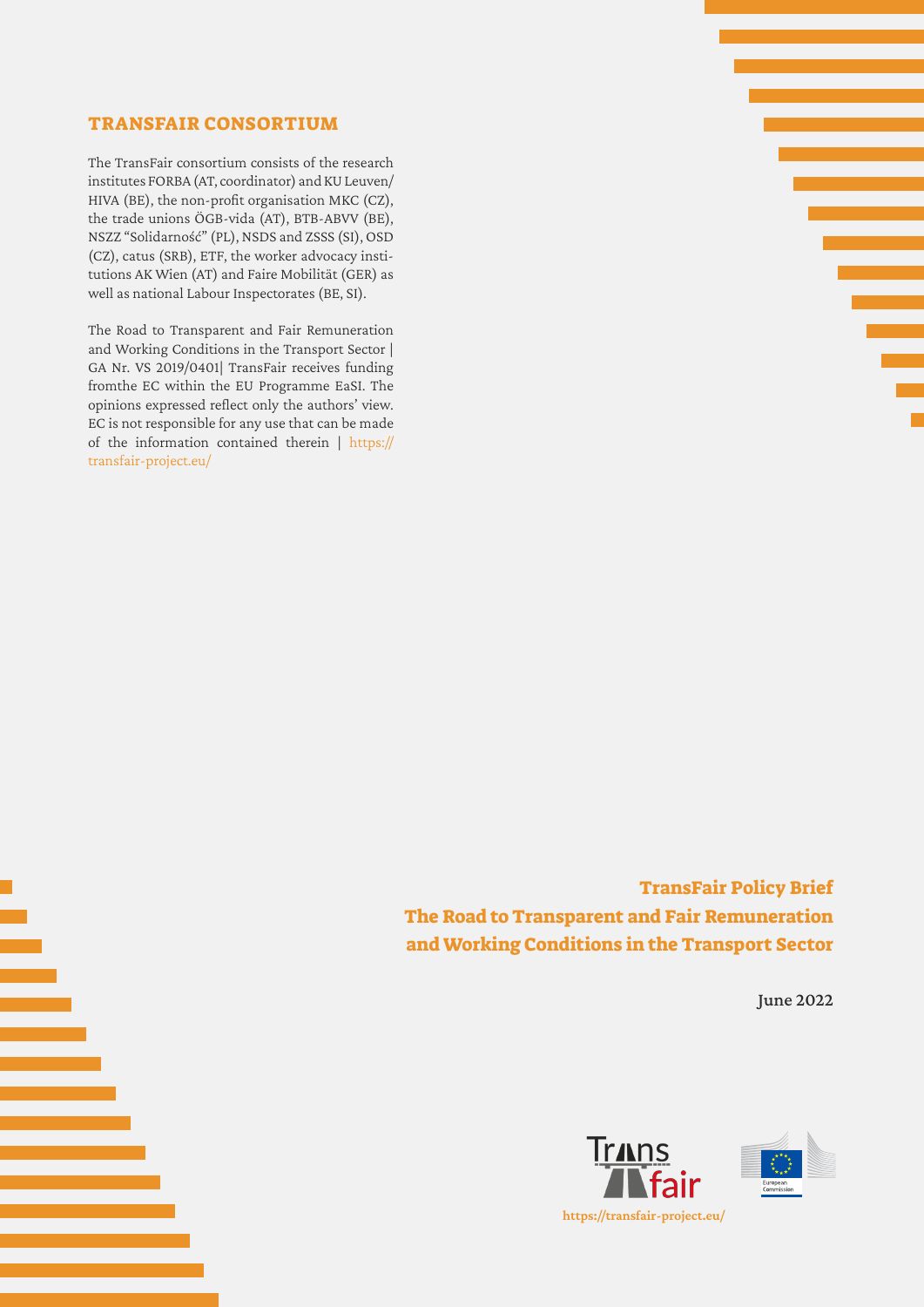## TRANSFAIR CONSORTIUM

The TransFair consortium consists of the research institutes FORBA (AT, coordinator) and KU Leuven/ HIVA (BE), the non-profit organisation MKC (CZ), the trade unions ÖGB-vida (AT), BTB-ABVV (BE), NSZZ "Solidarność" (PL), NSDS and ZSSS (SI), OSD (CZ), catus (SRB), ETF, the worker advocacy institutions AK Wien (AT) and Faire Mobilität (GER) as well as national Labour Inspectorates (BE, SI).

The Road to Transparent and Fair Remuneration and Working Conditions in the Transport Sector | GA Nr. VS 2019/0401| TransFair receives funding fromthe EC within the EU Programme EaSI. The opinions expressed reflect only the authors' view. EC is not responsible for any use that can be made of the information contained therein | https://transfair-project.eu/

**TransFair Policy Brief**
**The Road to Transparent and Fair Remuneration and Working Conditions in the Transport Sector**

June 2022

https://transfair-project.eu/